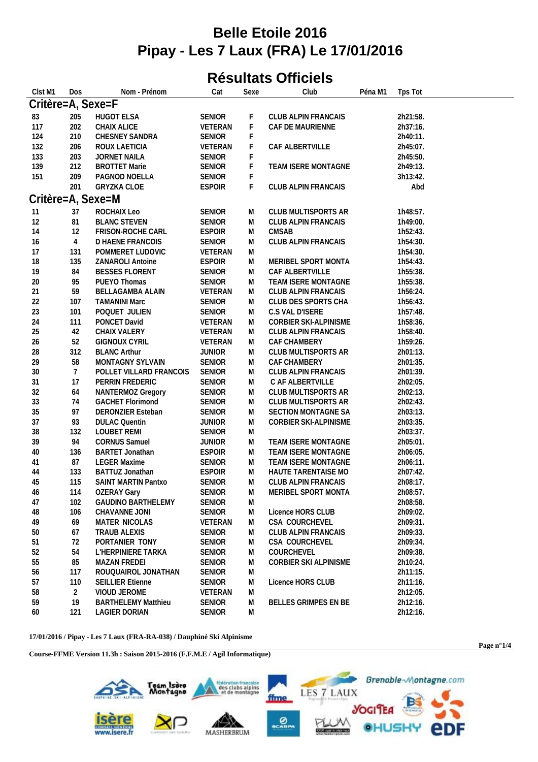# Belle Etoile 2016
# Pipay - Les 7 Laux (FRA) Le 17/01/2016

## Résultats Officiels

| Clst M1 | Dos | Nom - Prénom | Cat | Sexe | Club | Péna M1 | Tps Tot |
|---|---|---|---|---|---|---|---|
| **Critère=A, Sexe=F** | | | | | | | |
| 83 | 205 | HUGOT ELSA | SENIOR | F | CLUB ALPIN FRANCAIS | | 2h21:58. |
| 117 | 202 | CHAIX ALICE | VETERAN | F | CAF DE MAURIENNE | | 2h37:16. |
| 124 | 210 | CHESNEY SANDRA | SENIOR | F | | | 2h40:11. |
| 132 | 206 | ROUX LAETICIA | VETERAN | F | CAF ALBERTVILLE | | 2h45:07. |
| 133 | 203 | JORNET NAILA | SENIOR | F | | | 2h45:50. |
| 139 | 212 | BROTTET Marie | SENIOR | F | TEAM ISERE MONTAGNE | | 2h49:13. |
| 151 | 209 | PAGNOD NOELLA | SENIOR | F | | | 3h13:42. |
| | 201 | GRYZKA CLOE | ESPOIR | F | CLUB ALPIN FRANCAIS | | Abd |
| **Critère=A, Sexe=M** | | | | | | | |
| 11 | 37 | ROCHAIX Leo | SENIOR | M | CLUB MULTISPORTS AR | | 1h48:57. |
| 12 | 81 | BLANC STEVEN | SENIOR | M | CLUB ALPIN FRANCAIS | | 1h49:00. |
| 14 | 12 | FRISON-ROCHE CARL | ESPOIR | M | CMSAB | | 1h52:43. |
| 16 | 4 | D HAENE FRANCOIS | SENIOR | M | CLUB ALPIN FRANCAIS | | 1h54:30. |
| 17 | 131 | POMMERET LUDOVIC | VETERAN | M | | | 1h54:30. |
| 18 | 135 | ZANAROLI Antoine | ESPOIR | M | MERIBEL SPORT MONTA | | 1h54:43. |
| 19 | 84 | BESSES FLORENT | SENIOR | M | CAF ALBERTVILLE | | 1h55:38. |
| 20 | 95 | PUEYO Thomas | SENIOR | M | TEAM ISERE MONTAGNE | | 1h55:38. |
| 21 | 59 | BELLAGAMBA ALAIN | VETERAN | M | CLUB ALPIN FRANCAIS | | 1h56:24. |
| 22 | 107 | TAMANINI Marc | SENIOR | M | CLUB DES SPORTS CHA | | 1h56:43. |
| 23 | 101 | POQUET JULIEN | SENIOR | M | C.S VAL D'ISERE | | 1h57:48. |
| 24 | 111 | PONCET David | VETERAN | M | CORBIER SKI-ALPINISME | | 1h58:36. |
| 25 | 42 | CHAIX VALERY | VETERAN | M | CLUB ALPIN FRANCAIS | | 1h58:40. |
| 26 | 52 | GIGNOUX CYRIL | VETERAN | M | CAF CHAMBERY | | 1h59:26. |
| 28 | 312 | BLANC Arthur | JUNIOR | M | CLUB MULTISPORTS AR | | 2h01:13. |
| 29 | 58 | MONTAGNY SYLVAIN | SENIOR | M | CAF CHAMBERY | | 2h01:35. |
| 30 | 7 | POLLET VILLARD FRANCOIS | SENIOR | M | CLUB ALPIN FRANCAIS | | 2h01:39. |
| 31 | 17 | PERRIN FREDERIC | SENIOR | M | C AF ALBERTVILLE | | 2h02:05. |
| 32 | 64 | NANTERMOZ Gregory | SENIOR | M | CLUB MULTISPORTS AR | | 2h02:13. |
| 33 | 74 | GACHET Florimond | SENIOR | M | CLUB MULTISPORTS AR | | 2h02:43. |
| 35 | 97 | DERONZIER Esteban | SENIOR | M | SECTION MONTAGNE SA | | 2h03:13. |
| 37 | 93 | DULAC Quentin | JUNIOR | M | CORBIER SKI-ALPINISME | | 2h03:35. |
| 38 | 132 | LOUBET REMI | SENIOR | M | | | 2h03:37. |
| 39 | 94 | CORNUS Samuel | JUNIOR | M | TEAM ISERE MONTAGNE | | 2h05:01. |
| 40 | 136 | BARTET Jonathan | ESPOIR | M | TEAM ISERE MONTAGNE | | 2h06:05. |
| 41 | 87 | LEGER Maxime | SENIOR | M | TEAM ISERE MONTAGNE | | 2h06:11. |
| 44 | 133 | BATTUZ Jonathan | ESPOIR | M | HAUTE TARENTAISE MO | | 2h07:42. |
| 45 | 115 | SAINT MARTIN Pantxo | SENIOR | M | CLUB ALPIN FRANCAIS | | 2h08:17. |
| 46 | 114 | OZERAY Gary | SENIOR | M | MERIBEL SPORT MONTA | | 2h08:57. |
| 47 | 102 | GAUDINO BARTHELEMY | SENIOR | M | | | 2h08:58. |
| 48 | 106 | CHAVANNE JONI | SENIOR | M | Licence HORS CLUB | | 2h09:02. |
| 49 | 69 | MATER NICOLAS | VETERAN | M | CSA COURCHEVEL | | 2h09:31. |
| 50 | 67 | TRAUB ALEXIS | SENIOR | M | CLUB ALPIN FRANCAIS | | 2h09:33. |
| 51 | 72 | PORTANIER TONY | SENIOR | M | CSA COURCHEVEL | | 2h09:34. |
| 52 | 54 | L'HERPINIERE TARKA | SENIOR | M | COURCHEVEL | | 2h09:38. |
| 55 | 85 | MAZAN FREDEI | SENIOR | M | CORBIER SKI ALPINISME | | 2h10:24. |
| 56 | 117 | ROUQUAIROL JONATHAN | SENIOR | M | | | 2h11:15. |
| 57 | 110 | SEILLIER Etienne | SENIOR | M | Licence HORS CLUB | | 2h11:16. |
| 58 | 2 | VIOUD JEROME | VETERAN | M | | | 2h12:05. |
| 59 | 19 | BARTHELEMY Matthieu | SENIOR | M | BELLES GRIMPES EN BE | | 2h12:16. |
| 60 | 121 | LAGIER DORIAN | SENIOR | M | | | 2h12:16. |

17/01/2016 / Pipay - Les 7 Laux (FRA-RA-038) / Dauphiné Ski Alpinisme

Course-FFME Version 11.3h : Saison 2015-2016 (F.F.M.E / Agil Informatique)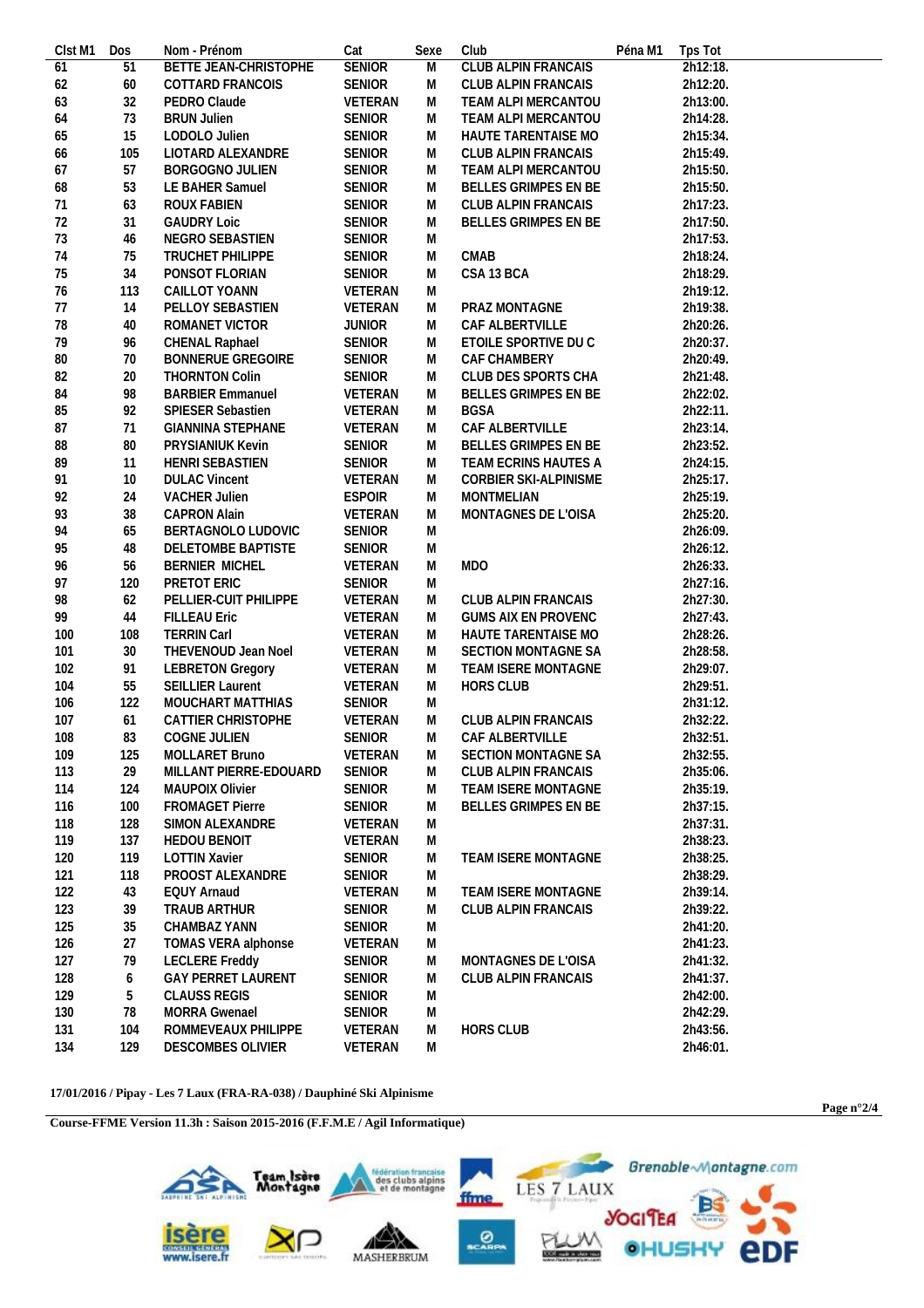| Clst M1 | Dos | Nom - Prénom | Cat | Sexe | Club | Péna M1 | Tps Tot |
|---|---|---|---|---|---|---|---|
| 61 | 51 | BETTE JEAN-CHRISTOPHE | SENIOR | M | CLUB ALPIN FRANCAIS | | 2h12:18. |
| 62 | 60 | COTTARD FRANCOIS | SENIOR | M | CLUB ALPIN FRANCAIS | | 2h12:20. |
| 63 | 32 | PEDRO Claude | VETERAN | M | TEAM ALPI MERCANTOU | | 2h13:00. |
| 64 | 73 | BRUN Julien | SENIOR | M | TEAM ALPI MERCANTOU | | 2h14:28. |
| 65 | 15 | LODOLO Julien | SENIOR | M | HAUTE TARENTAISE MO | | 2h15:34. |
| 66 | 105 | LIOTARD ALEXANDRE | SENIOR | M | CLUB ALPIN FRANCAIS | | 2h15:49. |
| 67 | 57 | BORGOGNO JULIEN | SENIOR | M | TEAM ALPI MERCANTOU | | 2h15:50. |
| 68 | 53 | LE BAHER Samuel | SENIOR | M | BELLES GRIMPES EN BE | | 2h15:50. |
| 71 | 63 | ROUX FABIEN | SENIOR | M | CLUB ALPIN FRANCAIS | | 2h17:23. |
| 72 | 31 | GAUDRY Loic | SENIOR | M | BELLES GRIMPES EN BE | | 2h17:50. |
| 73 | 46 | NEGRO SEBASTIEN | SENIOR | M | | | 2h17:53. |
| 74 | 75 | TRUCHET PHILIPPE | SENIOR | M | CMAB | | 2h18:24. |
| 75 | 34 | PONSOT FLORIAN | SENIOR | M | CSA 13 BCA | | 2h18:29. |
| 76 | 113 | CAILLOT YOANN | VETERAN | M | | | 2h19:12. |
| 77 | 14 | PELLOY SEBASTIEN | VETERAN | M | PRAZ MONTAGNE | | 2h19:38. |
| 78 | 40 | ROMANET VICTOR | JUNIOR | M | CAF ALBERTVILLE | | 2h20:26. |
| 79 | 96 | CHENAL Raphael | SENIOR | M | ETOILE SPORTIVE DU C | | 2h20:37. |
| 80 | 70 | BONNERUE GREGOIRE | SENIOR | M | CAF CHAMBERY | | 2h20:49. |
| 82 | 20 | THORNTON Colin | SENIOR | M | CLUB DES SPORTS CHA | | 2h21:48. |
| 84 | 98 | BARBIER Emmanuel | VETERAN | M | BELLES GRIMPES EN BE | | 2h22:02. |
| 85 | 92 | SPIESER Sebastien | VETERAN | M | BGSA | | 2h22:11. |
| 87 | 71 | GIANNINA STEPHANE | VETERAN | M | CAF ALBERTVILLE | | 2h23:14. |
| 88 | 80 | PRYSIANIUK Kevin | SENIOR | M | BELLES GRIMPES EN BE | | 2h23:52. |
| 89 | 11 | HENRI SEBASTIEN | SENIOR | M | TEAM ECRINS HAUTES A | | 2h24:15. |
| 91 | 10 | DULAC Vincent | VETERAN | M | CORBIER SKI-ALPINISME | | 2h25:17. |
| 92 | 24 | VACHER Julien | ESPOIR | M | MONTMELIAN | | 2h25:19. |
| 93 | 38 | CAPRON Alain | VETERAN | M | MONTAGNES DE L'OISA | | 2h25:20. |
| 94 | 65 | BERTAGNOLO LUDOVIC | SENIOR | M | | | 2h26:09. |
| 95 | 48 | DELETOMBE BAPTISTE | SENIOR | M | | | 2h26:12. |
| 96 | 56 | BERNIER MICHEL | VETERAN | M | MDO | | 2h26:33. |
| 97 | 120 | PRETOT ERIC | SENIOR | M | | | 2h27:16. |
| 98 | 62 | PELLIER-CUIT PHILIPPE | VETERAN | M | CLUB ALPIN FRANCAIS | | 2h27:30. |
| 99 | 44 | FILLEAU Eric | VETERAN | M | GUMS AIX EN PROVENC | | 2h27:43. |
| 100 | 108 | TERRIN Carl | VETERAN | M | HAUTE TARENTAISE MO | | 2h28:26. |
| 101 | 30 | THEVENOUD Jean Noel | VETERAN | M | SECTION MONTAGNE SA | | 2h28:58. |
| 102 | 91 | LEBRETON Gregory | VETERAN | M | TEAM ISERE MONTAGNE | | 2h29:07. |
| 104 | 55 | SEILLIER Laurent | VETERAN | M | HORS CLUB | | 2h29:51. |
| 106 | 122 | MOUCHART MATTHIAS | SENIOR | M | | | 2h31:12. |
| 107 | 61 | CATTIER CHRISTOPHE | VETERAN | M | CLUB ALPIN FRANCAIS | | 2h32:22. |
| 108 | 83 | COGNE JULIEN | SENIOR | M | CAF ALBERTVILLE | | 2h32:51. |
| 109 | 125 | MOLLARET Bruno | VETERAN | M | SECTION MONTAGNE SA | | 2h32:55. |
| 113 | 29 | MILLANT PIERRE-EDOUARD | SENIOR | M | CLUB ALPIN FRANCAIS | | 2h35:06. |
| 114 | 124 | MAUPOIX Olivier | SENIOR | M | TEAM ISERE MONTAGNE | | 2h35:19. |
| 116 | 100 | FROMAGET Pierre | SENIOR | M | BELLES GRIMPES EN BE | | 2h37:15. |
| 118 | 128 | SIMON ALEXANDRE | VETERAN | M | | | 2h37:31. |
| 119 | 137 | HEDOU BENOIT | VETERAN | M | | | 2h38:23. |
| 120 | 119 | LOTTIN Xavier | SENIOR | M | TEAM ISERE MONTAGNE | | 2h38:25. |
| 121 | 118 | PROOST ALEXANDRE | SENIOR | M | | | 2h38:29. |
| 122 | 43 | EQUY Arnaud | VETERAN | M | TEAM ISERE MONTAGNE | | 2h39:14. |
| 123 | 39 | TRAUB ARTHUR | SENIOR | M | CLUB ALPIN FRANCAIS | | 2h39:22. |
| 125 | 35 | CHAMBAZ YANN | SENIOR | M | | | 2h41:20. |
| 126 | 27 | TOMAS VERA alphonse | VETERAN | M | | | 2h41:23. |
| 127 | 79 | LECLERE Freddy | SENIOR | M | MONTAGNES DE L'OISA | | 2h41:32. |
| 128 | 6 | GAY PERRET LAURENT | SENIOR | M | CLUB ALPIN FRANCAIS | | 2h41:37. |
| 129 | 5 | CLAUSS REGIS | SENIOR | M | | | 2h42:00. |
| 130 | 78 | MORRA Gwenael | SENIOR | M | | | 2h42:29. |
| 131 | 104 | ROMMEVEAUX PHILIPPE | VETERAN | M | HORS CLUB | | 2h43:56. |
| 134 | 129 | DESCOMBES OLIVIER | VETERAN | M | | | 2h46:01. |

**17/01/2016 / Pipay - Les 7 Laux (FRA-RA-038) / Dauphiné Ski Alpinisme**

**Course-FFME Version 11.3h : Saison 2015-2016 (F.F.M.E / Agil Informatique)**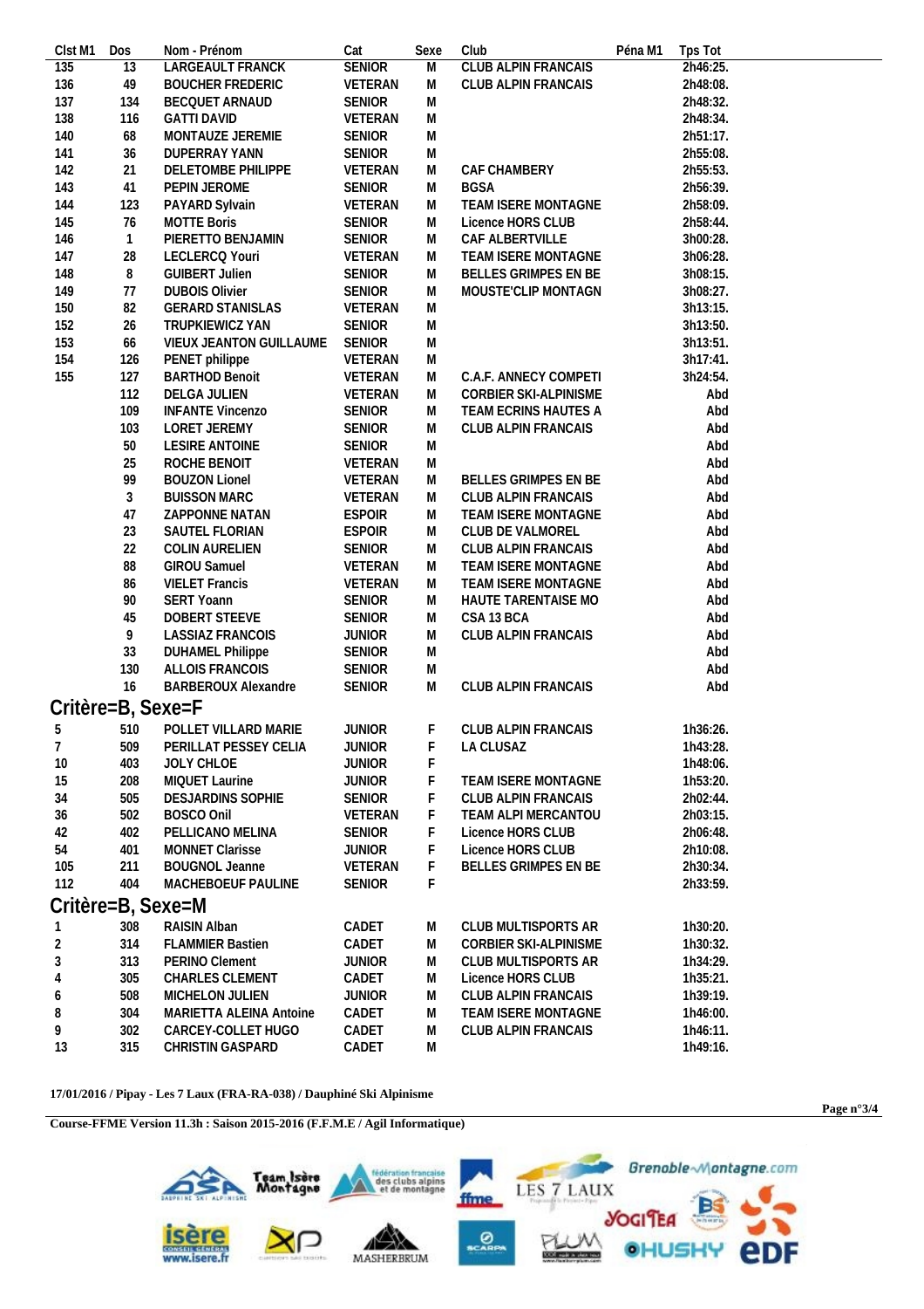| Clst M1 | Dos | Nom - Prénom | Cat | Sexe | Club | Péna M1 | Tps Tot |
|---|---|---|---|---|---|---|---|
| 135 | 13 | LARGEAULT FRANCK | SENIOR | M | CLUB ALPIN FRANCAIS | | 2h46:25. |
| 136 | 49 | BOUCHER FREDERIC | VETERAN | M | CLUB ALPIN FRANCAIS | | 2h48:08. |
| 137 | 134 | BECQUET ARNAUD | SENIOR | M | | | 2h48:32. |
| 138 | 116 | GATTI DAVID | VETERAN | M | | | 2h48:34. |
| 140 | 68 | MONTAUZE JEREMIE | SENIOR | M | | | 2h51:17. |
| 141 | 36 | DUPERRAY YANN | SENIOR | M | | | 2h55:08. |
| 142 | 21 | DELETOMBE PHILIPPE | VETERAN | M | CAF CHAMBERY | | 2h55:53. |
| 143 | 41 | PEPIN JEROME | SENIOR | M | BGSA | | 2h56:39. |
| 144 | 123 | PAYARD Sylvain | VETERAN | M | TEAM ISERE MONTAGNE | | 2h58:09. |
| 145 | 76 | MOTTE Boris | SENIOR | M | Licence HORS CLUB | | 2h58:44. |
| 146 | 1 | PIERETTO BENJAMIN | SENIOR | M | CAF ALBERTVILLE | | 3h00:28. |
| 147 | 28 | LECLERCQ Youri | VETERAN | M | TEAM ISERE MONTAGNE | | 3h06:28. |
| 148 | 8 | GUIBERT Julien | SENIOR | M | BELLES GRIMPES EN BE | | 3h08:15. |
| 149 | 77 | DUBOIS Olivier | SENIOR | M | MOUSTE'CLIP MONTAGN | | 3h08:27. |
| 150 | 82 | GERARD STANISLAS | VETERAN | M | | | 3h13:15. |
| 152 | 26 | TRUPKIEWICZ YAN | SENIOR | M | | | 3h13:50. |
| 153 | 66 | VIEUX JEANTON GUILLAUME | SENIOR | M | | | 3h13:51. |
| 154 | 126 | PENET philippe | VETERAN | M | | | 3h17:41. |
| 155 | 127 | BARTHOD Benoit | VETERAN | M | C.A.F. ANNECY COMPETI | | 3h24:54. |
| | 112 | DELGA JULIEN | VETERAN | M | CORBIER SKI-ALPINISME | | Abd |
| | 109 | INFANTE Vincenzo | SENIOR | M | TEAM ECRINS HAUTES A | | Abd |
| | 103 | LORET JEREMY | SENIOR | M | CLUB ALPIN FRANCAIS | | Abd |
| | 50 | LESIRE ANTOINE | SENIOR | M | | | Abd |
| | 25 | ROCHE BENOIT | VETERAN | M | | | Abd |
| | 99 | BOUZON Lionel | VETERAN | M | BELLES GRIMPES EN BE | | Abd |
| | 3 | BUISSON MARC | VETERAN | M | CLUB ALPIN FRANCAIS | | Abd |
| | 47 | ZAPPONNE NATAN | ESPOIR | M | TEAM ISERE MONTAGNE | | Abd |
| | 23 | SAUTEL FLORIAN | ESPOIR | M | CLUB DE VALMOREL | | Abd |
| | 22 | COLIN AURELIEN | SENIOR | M | CLUB ALPIN FRANCAIS | | Abd |
| | 88 | GIROU Samuel | VETERAN | M | TEAM ISERE MONTAGNE | | Abd |
| | 86 | VIELET Francis | VETERAN | M | TEAM ISERE MONTAGNE | | Abd |
| | 90 | SERT Yoann | SENIOR | M | HAUTE TARENTAISE MO | | Abd |
| | 45 | DOBERT STEEVE | SENIOR | M | CSA 13 BCA | | Abd |
| | 9 | LASSIAZ FRANCOIS | JUNIOR | M | CLUB ALPIN FRANCAIS | | Abd |
| | 33 | DUHAMEL Philippe | SENIOR | M | | | Abd |
| | 130 | ALLOIS FRANCOIS | SENIOR | M | | | Abd |
| | 16 | BARBEROUX Alexandre | SENIOR | M | CLUB ALPIN FRANCAIS | | Abd |

## Critère=B, Sexe=F

| Clst M1 | Dos | Nom - Prénom | Cat | Sexe | Club | Péna M1 | Tps Tot |
|---|---|---|---|---|---|---|---|
| 5 | 510 | POLLET VILLARD MARIE | JUNIOR | F | CLUB ALPIN FRANCAIS | | 1h36:26. |
| 7 | 509 | PERILLAT PESSEY CELIA | JUNIOR | F | LA CLUSAZ | | 1h43:28. |
| 10 | 403 | JOLY CHLOE | JUNIOR | F | | | 1h48:06. |
| 15 | 208 | MIQUET Laurine | JUNIOR | F | TEAM ISERE MONTAGNE | | 1h53:20. |
| 34 | 505 | DESJARDINS SOPHIE | SENIOR | F | CLUB ALPIN FRANCAIS | | 2h02:44. |
| 36 | 502 | BOSCO Onil | VETERAN | F | TEAM ALPI MERCANTOU | | 2h03:15. |
| 42 | 402 | PELLICANO MELINA | SENIOR | F | Licence HORS CLUB | | 2h06:48. |
| 54 | 401 | MONNET Clarisse | JUNIOR | F | Licence HORS CLUB | | 2h10:08. |
| 105 | 211 | BOUGNOL Jeanne | VETERAN | F | BELLES GRIMPES EN BE | | 2h30:34. |
| 112 | 404 | MACHEBOEUF PAULINE | SENIOR | F | | | 2h33:59. |

## Critère=B, Sexe=M

| Clst M1 | Dos | Nom - Prénom | Cat | Sexe | Club | Péna M1 | Tps Tot |
|---|---|---|---|---|---|---|---|
| 1 | 308 | RAISIN Alban | CADET | M | CLUB MULTISPORTS AR | | 1h30:20. |
| 2 | 314 | FLAMMIER Bastien | CADET | M | CORBIER SKI-ALPINISME | | 1h30:32. |
| 3 | 313 | PERINO Clement | JUNIOR | M | CLUB MULTISPORTS AR | | 1h34:29. |
| 4 | 305 | CHARLES CLEMENT | CADET | M | Licence HORS CLUB | | 1h35:21. |
| 6 | 508 | MICHELON JULIEN | JUNIOR | M | CLUB ALPIN FRANCAIS | | 1h39:19. |
| 8 | 304 | MARIETTA ALEINA Antoine | CADET | M | TEAM ISERE MONTAGNE | | 1h46:00. |
| 9 | 302 | CARCEY-COLLET HUGO | CADET | M | CLUB ALPIN FRANCAIS | | 1h46:11. |
| 13 | 315 | CHRISTIN GASPARD | CADET | M | | | 1h49:16. |

**17/01/2016 / Pipay - Les 7 Laux (FRA-RA-038) / Dauphiné Ski Alpinisme**

**Course-FFME Version 11.3h : Saison 2015-2016 (F.F.M.E / Agil Informatique)**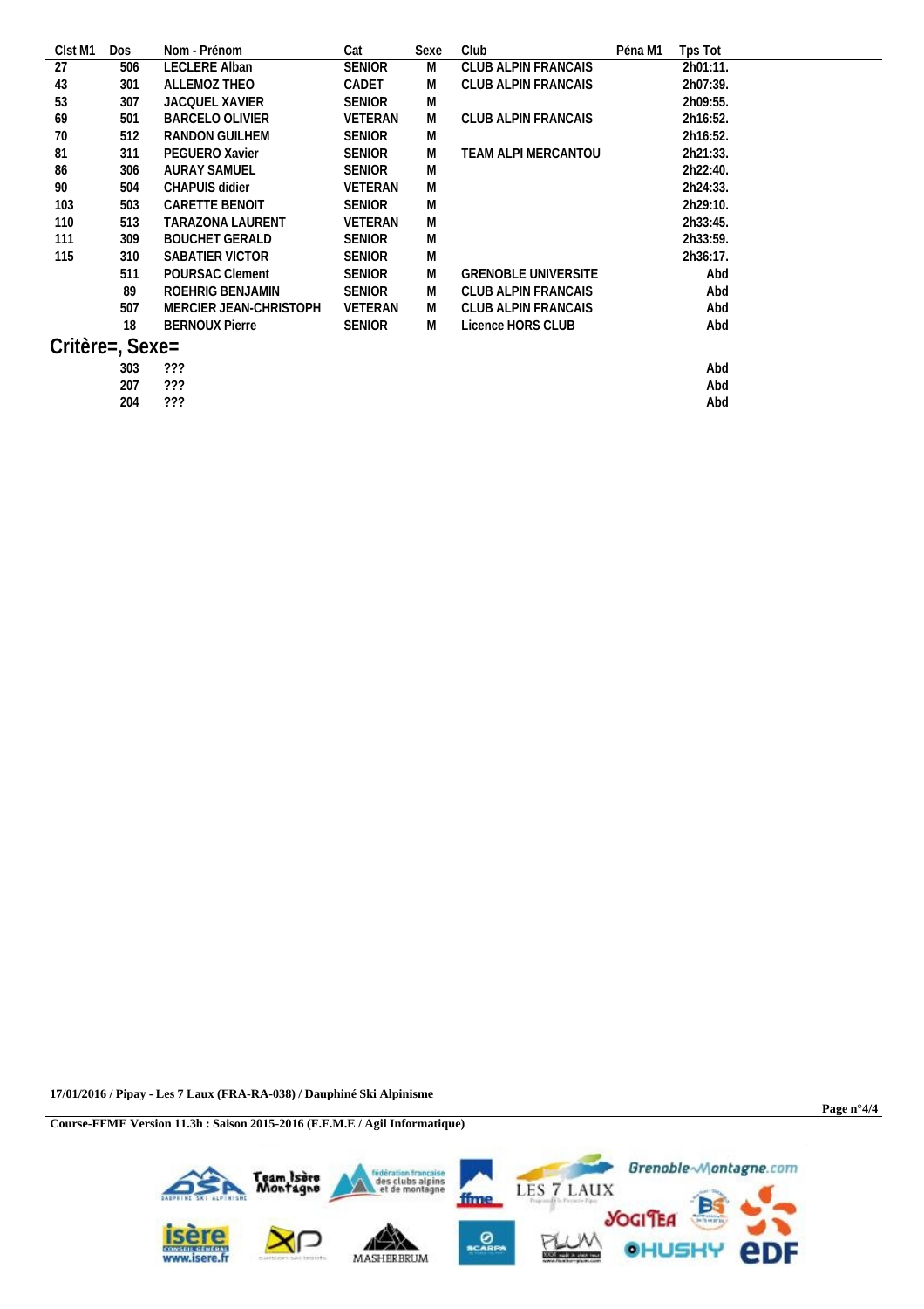| Clst M1 | Dos | Nom - Prénom | Cat | Sexe | Club | Péna M1 | Tps Tot |
|---|---|---|---|---|---|---|---|
| 27 | 506 | LECLERE Alban | SENIOR | M | CLUB ALPIN FRANCAIS | | 2h01:11. |
| 43 | 301 | ALLEMOZ THEO | CADET | M | CLUB ALPIN FRANCAIS | | 2h07:39. |
| 53 | 307 | JACQUEL XAVIER | SENIOR | M | | | 2h09:55. |
| 69 | 501 | BARCELO OLIVIER | VETERAN | M | CLUB ALPIN FRANCAIS | | 2h16:52. |
| 70 | 512 | RANDON GUILHEM | SENIOR | M | | | 2h16:52. |
| 81 | 311 | PEGUERO Xavier | SENIOR | M | TEAM ALPI MERCANTOU | | 2h21:33. |
| 86 | 306 | AURAY SAMUEL | SENIOR | M | | | 2h22:40. |
| 90 | 504 | CHAPUIS didier | VETERAN | M | | | 2h24:33. |
| 103 | 503 | CARETTE BENOIT | SENIOR | M | | | 2h29:10. |
| 110 | 513 | TARAZONA LAURENT | VETERAN | M | | | 2h33:45. |
| 111 | 309 | BOUCHET GERALD | SENIOR | M | | | 2h33:59. |
| 115 | 310 | SABATIER VICTOR | SENIOR | M | | | 2h36:17. |
| | 511 | POURSAC Clement | SENIOR | M | GRENOBLE UNIVERSITE | | Abd |
| | 89 | ROEHRIG BENJAMIN | SENIOR | M | CLUB ALPIN FRANCAIS | | Abd |
| | 507 | MERCIER JEAN-CHRISTOPH | VETERAN | M | CLUB ALPIN FRANCAIS | | Abd |
| | 18 | BERNOUX Pierre | SENIOR | M | Licence HORS CLUB | | Abd |

## Critère=, Sexe=

| | | | | | | | |
|---|---|---|---|---|---|---|---|
| | 303 | ??? | | | | | Abd |
| | 207 | ??? | | | | | Abd |
| | 204 | ??? | | | | | Abd |

**17/01/2016 / Pipay - Les 7 Laux (FRA-RA-038) / Dauphiné Ski Alpinisme**

**Course-FFME Version 11.3h : Saison 2015-2016 (F.F.M.E / Agil Informatique)**